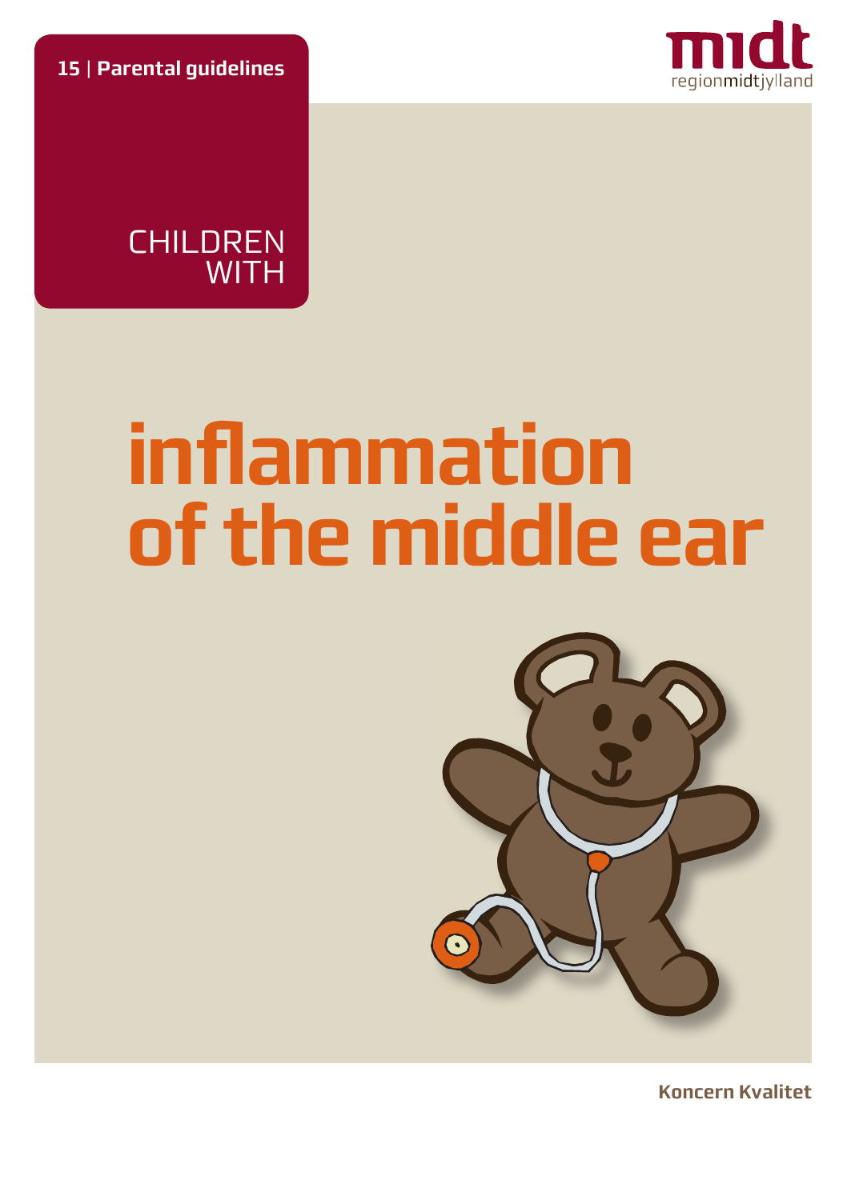**15 | Parental guidelines**

midt
regionmidtjylland

CHILDREN WITH

# inflammation of the middle ear

**Koncern Kvalitet**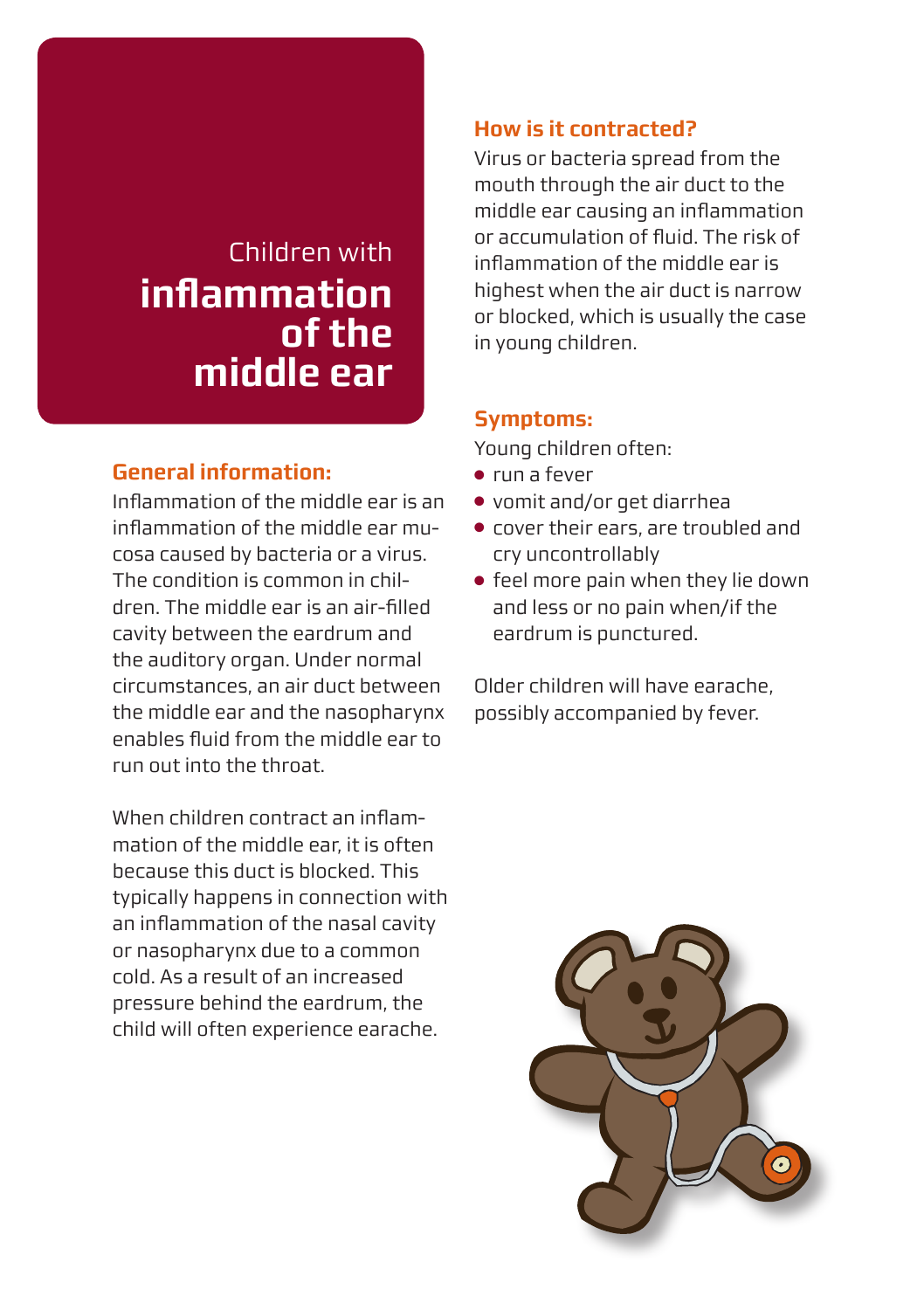Children with

# inflammation of the middle ear

## General information:

Inflammation of the middle ear is an inflammation of the middle ear mucosa caused by bacteria or a virus. The condition is common in children. The middle ear is an air-filled cavity between the eardrum and the auditory organ. Under normal circumstances, an air duct between the middle ear and the nasopharynx enables fluid from the middle ear to run out into the throat.

When children contract an inflammation of the middle ear, it is often because this duct is blocked. This typically happens in connection with an inflammation of the nasal cavity or nasopharynx due to a common cold. As a result of an increased pressure behind the eardrum, the child will often experience earache.

## How is it contracted?

Virus or bacteria spread from the mouth through the air duct to the middle ear causing an inflammation or accumulation of fluid. The risk of inflammation of the middle ear is highest when the air duct is narrow or blocked, which is usually the case in young children.

## Symptoms:

Young children often:

- run a fever
- vomit and/or get diarrhea
- cover their ears, are troubled and cry uncontrollably
- feel more pain when they lie down and less or no pain when/if the eardrum is punctured.

Older children will have earache, possibly accompanied by fever.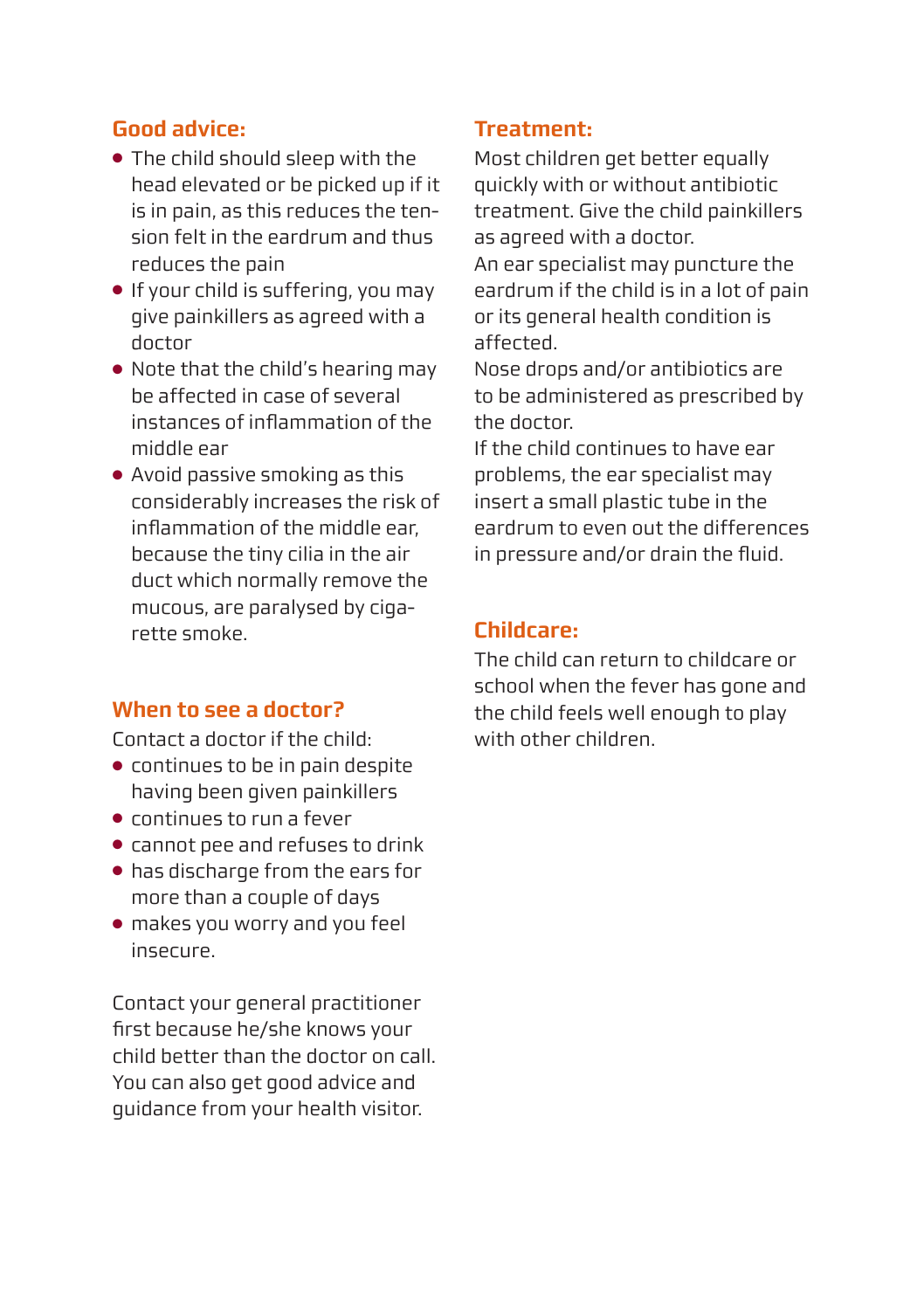## Good advice:

- The child should sleep with the head elevated or be picked up if it is in pain, as this reduces the tension felt in the eardrum and thus reduces the pain
- If your child is suffering, you may give painkillers as agreed with a doctor
- Note that the child's hearing may be affected in case of several instances of inflammation of the middle ear
- Avoid passive smoking as this considerably increases the risk of inflammation of the middle ear, because the tiny cilia in the air duct which normally remove the mucous, are paralysed by cigarette smoke.

## When to see a doctor?

Contact a doctor if the child:

- continues to be in pain despite having been given painkillers
- continues to run a fever
- cannot pee and refuses to drink
- has discharge from the ears for more than a couple of days
- makes you worry and you feel insecure.

Contact your general practitioner first because he/she knows your child better than the doctor on call. You can also get good advice and guidance from your health visitor.

## Treatment:

Most children get better equally quickly with or without antibiotic treatment. Give the child painkillers as agreed with a doctor.
An ear specialist may puncture the eardrum if the child is in a lot of pain or its general health condition is affected.
Nose drops and/or antibiotics are to be administered as prescribed by the doctor.
If the child continues to have ear problems, the ear specialist may insert a small plastic tube in the eardrum to even out the differences in pressure and/or drain the fluid.

## Childcare:

The child can return to childcare or school when the fever has gone and the child feels well enough to play with other children.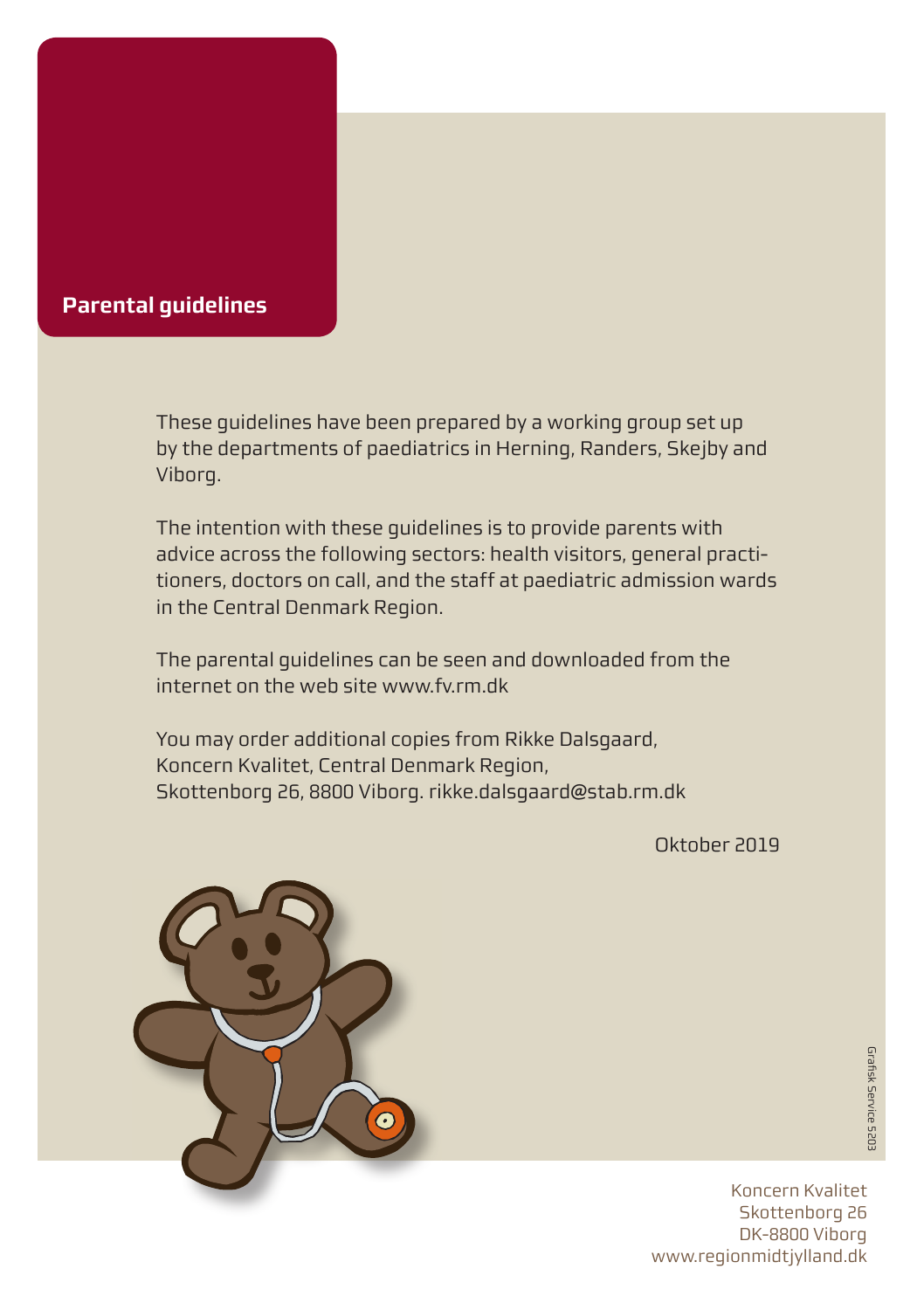## Parental guidelines

These guidelines have been prepared by a working group set up by the departments of paediatrics in Herning, Randers, Skejby and Viborg.

The intention with these guidelines is to provide parents with advice across the following sectors: health visitors, general practitioners, doctors on call, and the staff at paediatric admission wards in the Central Denmark Region.

The parental guidelines can be seen and downloaded from the internet on the web site www.fv.rm.dk

You may order additional copies from Rikke Dalsgaard,
Koncern Kvalitet, Central Denmark Region,
Skottenborg 26, 8800 Viborg. rikke.dalsgaard@stab.rm.dk

Oktober 2019

Grafisk Service 5203

Koncern Kvalitet
Skottenborg 26
DK-8800 Viborg
www.regionmidtjylland.dk